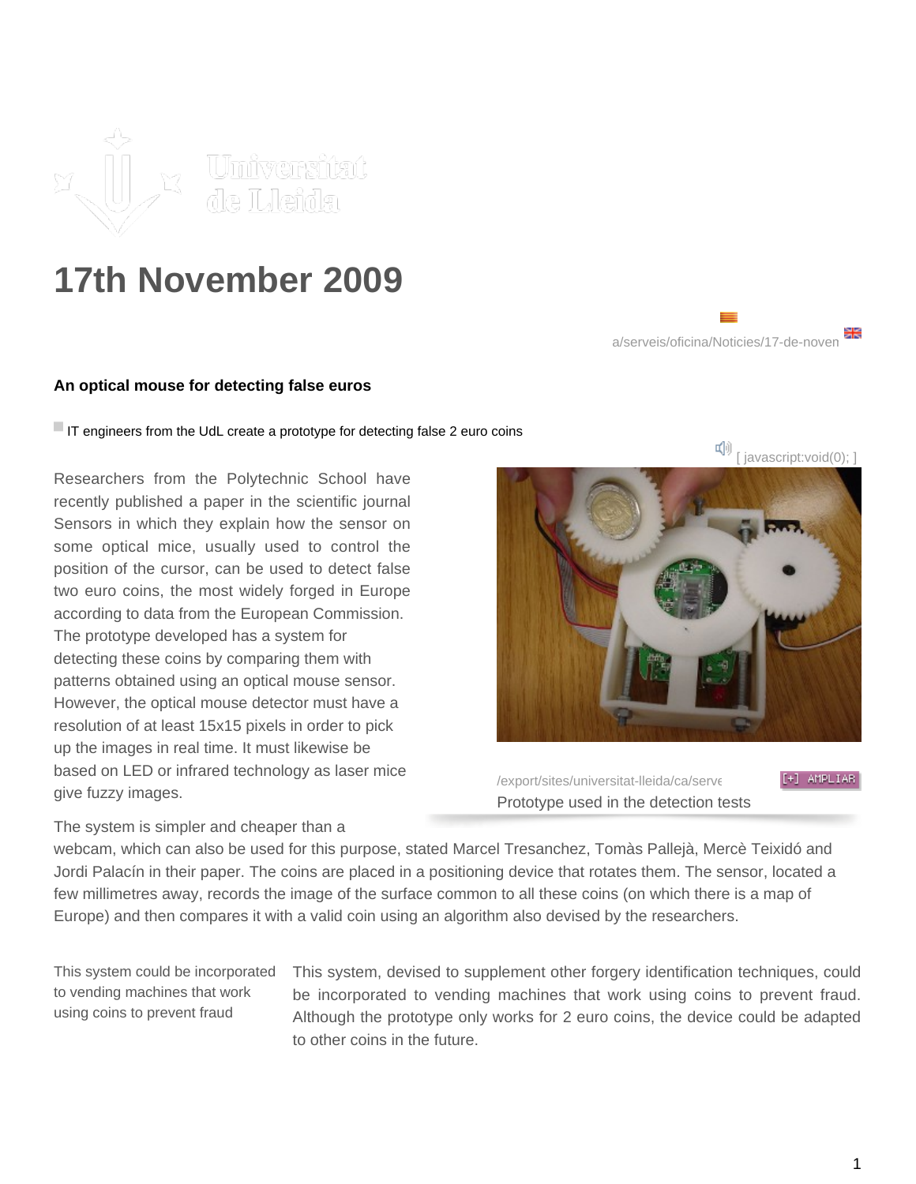# 17th November 2009

a/serveis/oficina/Noticies/17-de-noven

### An optical mouse for detecting false euros

IT engineers from the UdL create a prototype for detecting false 2 euro coins

[ javascript:void(0); ]

Researchers from the Polytechnic School have recently published a paper in the scientific journal Sensors in which they explain how the sensor on some optical mice, usually used to control the position of the cursor, can be used to detect false two euro coins, the most widely forged in Europe according to data from the European Commission. The prototype developed has a system for detecting these coins by comparing them with patterns obtained using an optical mouse sensor. However, the optical mouse detector must have a resolution of at least 15x15 pixels in order to pick up the images in real time. It must likewise be based on LED or infrared technology as laser mice give fuzzy images.

/export/sites/universitat-lleida/ca/serve

[+] AMPLIAR

Prototype used in the detection tests

The system is simpler and cheaper than a webcam, which can also be used for this purpose, stated Marcel Tresanchez, Tomàs Pallejà, Mercè Teixidó and Jordi Palacín in their paper. The coins are placed in a positioning device that rotates them. The sensor, located a few millimetres away, records the image of the surface common to all these coins (on which there is a map of Europe) and then compares it with a valid coin using an algorithm also devised by the researchers.

This system could be incorporated to vending machines that work using coins to prevent fraud

This system, devised to supplement other forgery identification techniques, could be incorporated to vending machines that work using coins to prevent fraud. Although the prototype only works for 2 euro coins, the device could be adapted to other coins in the future.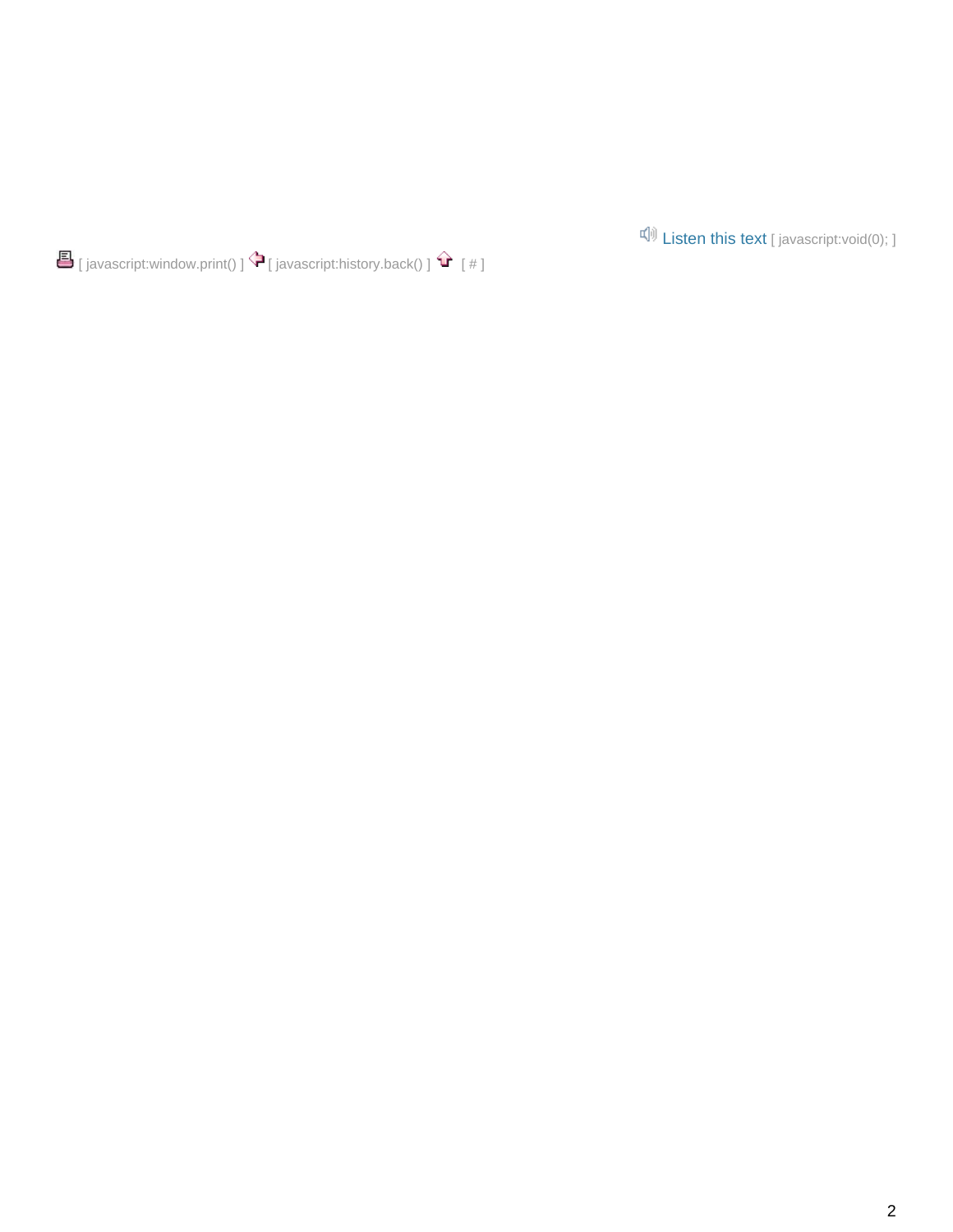Listen this text [ javascript:void(0); ]

[ javascript:window.print() ] [ javascript:history.back() ] [ # ]